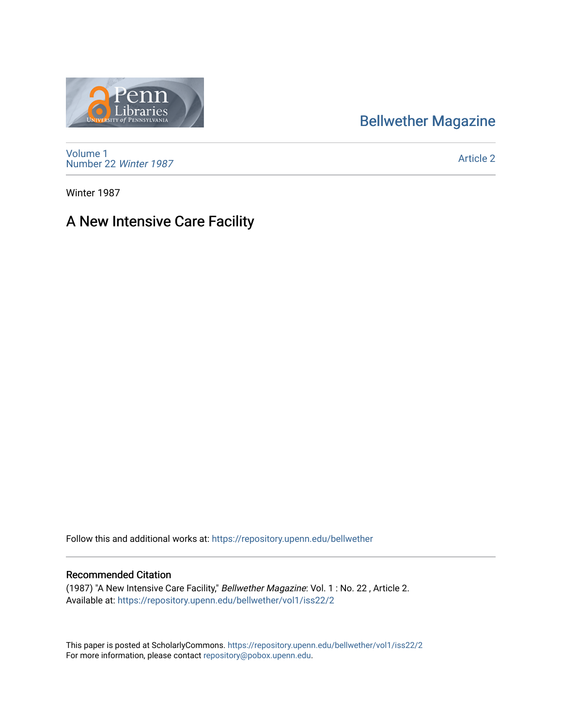Bellwether Magazine

Volume 1
Number 22 *Winter 1987*

Article 2

Winter 1987

# A New Intensive Care Facility

Follow this and additional works at: https://repository.upenn.edu/bellwether

## Recommended Citation

(1987) "A New Intensive Care Facility," *Bellwether Magazine*: Vol. 1 : No. 22 , Article 2.
Available at: https://repository.upenn.edu/bellwether/vol1/iss22/2

This paper is posted at ScholarlyCommons. https://repository.upenn.edu/bellwether/vol1/iss22/2
For more information, please contact repository@pobox.upenn.edu.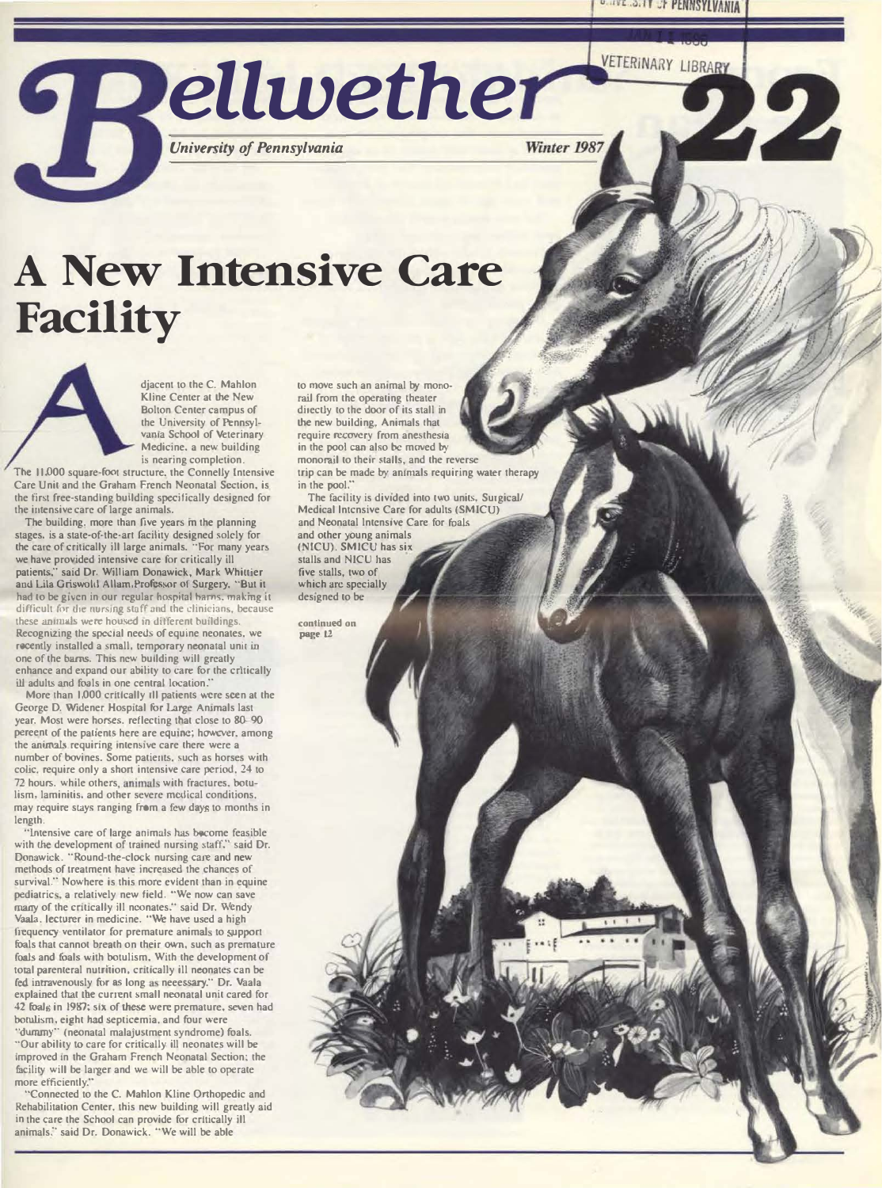# Bellwether

*University of Pennsylvania* *Winter 1987* **22**

# A New Intensive Care Facility

Adjacent to the C. Mahlon Kline Center at the New Bolton Center campus of the University of Pennsylvania School of Veterinary Medicine, a new building is nearing completion. The 11,000 square-foot structure, the Connelly Intensive Care Unit and the Graham French Neonatal Section, is the first free-standing building specifically designed for the intensive care of large animals.

The building, more than five years in the planning stages, is a state-of-the-art facility designed solely for the care of critically ill large animals. "For many years we have provided intensive care for critically ill patients," said Dr. William Donawick, Mark Whittier and Lila Griswold Allam Professor of Surgery. "But it had to be given in our regular hospital barns, making it difficult for the nursing staff and the clinicians, because these animals were housed in different buildings. Recognizing the special needs of equine neonates, we recently installed a small, temporary neonatal unit in one of the barns. This new building will greatly enhance and expand our ability to care for the critically ill adults and foals in one central location."

More than 1,000 critically ill patients were seen at the George D. Widener Hospital for Large Animals last year. Most were horses, reflecting that close to 80–90 percent of the patients here are equine; however, among the animals requiring intensive care there were a number of bovines. Some patients, such as horses with colic, require only a short intensive care period, 24 to 72 hours, while others, animals with fractures, botulism, laminitis, and other severe medical conditions, may require stays ranging from a few days to months in length.

"Intensive care of large animals has become feasible with the development of trained nursing staff," said Dr. Donawick. "Round-the-clock nursing care and new methods of treatment have increased the chances of survival." Nowhere is this more evident than in equine pediatrics, a relatively new field. "We now can save many of the critically ill neonates," said Dr. Wendy Vaala, lecturer in medicine. "We have used a high frequency ventilator for premature animals to support foals that cannot breath on their own, such as premature foals and foals with botulism. With the development of total parenteral nutrition, critically ill neonates can be fed intravenously for as long as necessary." Dr. Vaala explained that the current small neonatal unit cared for 42 foals in 1987; six of these were premature, seven had botulism, eight had septicemia, and four were "dummy" (neonatal malajustment syndrome) foals. "Our ability to care for critically ill neonates will be improved in the Graham French Neonatal Section; the facility will be larger and we will be able to operate more efficiently."

"Connected to the C. Mahlon Kline Orthopedic and Rehabilitation Center, this new building will greatly aid in the care the School can provide for critically ill animals," said Dr. Donawick. "We will be able to move such an animal by monorail from the operating theater directly to the door of its stall in the new building. Animals that require recovery from anesthesia in the pool can also be moved by monorail to their stalls, and the reverse trip can be made by animals requiring water therapy in the pool."

The facility is divided into two units, Surgical/Medical Intensive Care for adults (SMICU) and Neonatal Intensive Care for foals and other young animals (NICU). SMICU has six stalls and NICU has five stalls, two of which are specially designed to be

continued on page 12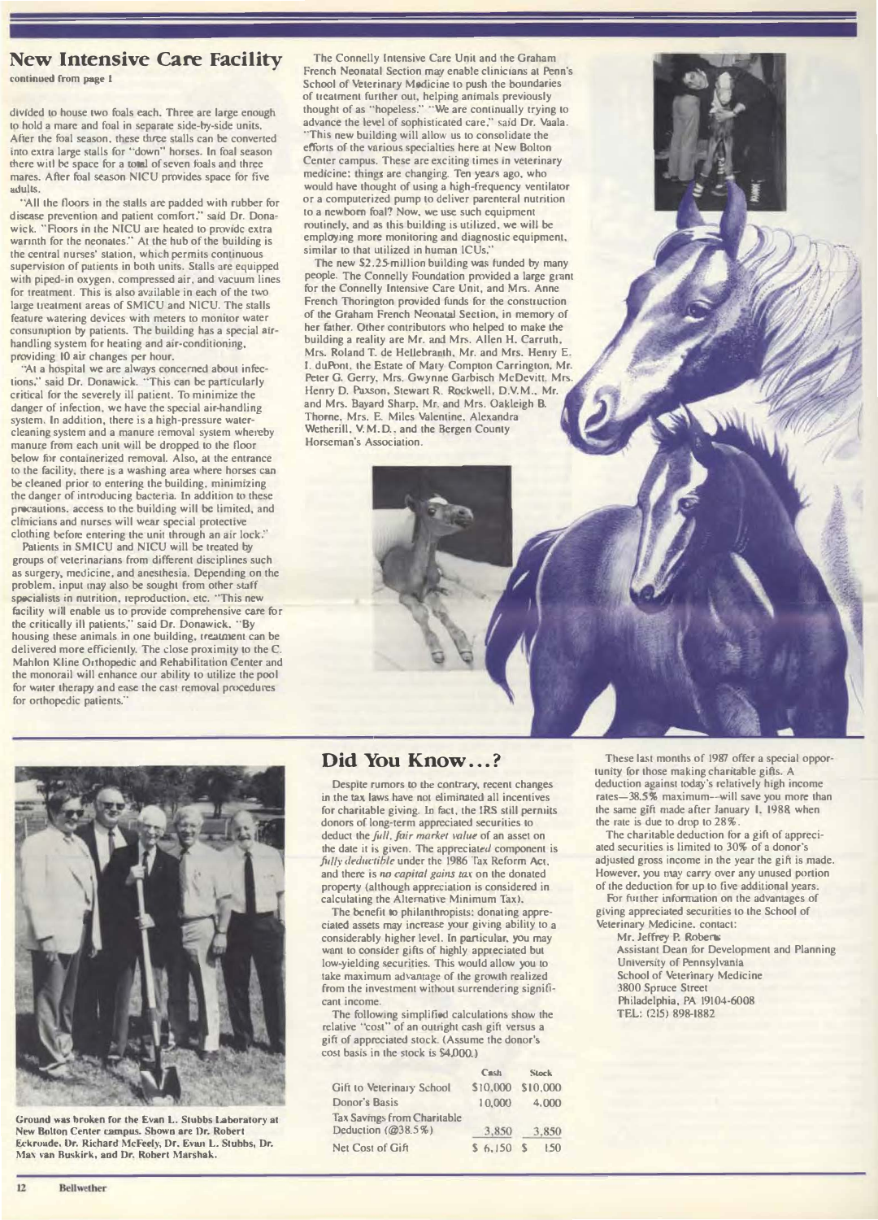## New Intensive Care Facility

**continued from page 1**

divided to house two foals each. Three are large enough to hold a mare and foal in separate side-by-side units. After the foal season, these three stalls can be converted into extra large stalls for "down" horses. In foal season there will be space for a total of seven foals and three mares. After foal season NICU provides space for five adults.

"All the floors in the stalls are padded with rubber for disease prevention and patient comfort," said Dr. Donawick. "Floors in the NICU are heated to provide extra warmth for the neonates." At the hub of the building is the central nurses' station, which permits continuous supervision of patients in both units. Stalls are equipped with piped-in oxygen, compressed air, and vacuum lines for treatment. This is also available in each of the two large treatment areas of SMICU and NICU. The stalls feature watering devices with meters to monitor water consumption by patients. The building has a special air-handling system for heating and air-conditioning, providing 10 air changes per hour.

"At a hospital we are always concerned about infections," said Dr. Donawick. "This can be particularly critical for the severely ill patient. To minimize the danger of infection, we have the special air-handling system. In addition, there is a high-pressure water-cleaning system and a manure removal system whereby manure from each unit will be dropped to the floor below for containerized removal. Also, at the entrance to the facility, there is a washing area where horses can be cleaned prior to entering the building, minimizing the danger of introducing bacteria. In addition to these precautions, access to the building will be limited, and clinicians and nurses will wear special protective clothing before entering the unit through an air lock."

Patients in SMICU and NICU will be treated by groups of veterinarians from different disciplines such as surgery, medicine, and anesthesia. Depending on the problem, input may also be sought from other staff specialists in nutrition, reproduction, etc. "This new facility will enable us to provide comprehensive care for the critically ill patients," said Dr. Donawick. "By housing these animals in one building, treatment can be delivered more efficiently. The close proximity to the C. Mahlon Kline Orthopedic and Rehabilitation Center and the monorail will enhance our ability to utilize the pool for water therapy and ease the cast removal procedures for orthopedic patients."

The Connelly Intensive Care Unit and the Graham French Neonatal Section may enable clinicians at Penn's School of Veterinary Medicine to push the boundaries of treatment further out, helping animals previously thought of as "hopeless." "We are continually trying to advance the level of sophisticated care," said Dr. Vaala. "This new building will allow us to consolidate the efforts of the various specialties here at New Bolton Center campus. These are exciting times in veterinary medicine; things are changing. Ten years ago, who would have thought of using a high-frequency ventilator or a computerized pump to deliver parenteral nutrition to a newborn foal? Now, we use such equipment routinely, and as this building is utilized, we will be employing more monitoring and diagnostic equipment, similar to that utilized in human ICUs."

The new $2.25-million building was funded by many people. The Connelly Foundation provided a large grant for the Connelly Intensive Care Unit, and Mrs. Anne French Thorington provided funds for the construction of the Graham French Neonatal Section, in memory of her father. Other contributors who helped to make the building a reality are Mr. and Mrs. Allen H. Carruth, Mrs. Roland T. de Hellebranth, Mr. and Mrs. Henry E. I. duPont, the Estate of Mary Compton Carrington, Mr. Peter G. Gerry, Mrs. Gwynne Garbisch McDevitt, Mrs. Henry D. Paxson, Stewart R. Rockwell, D.V.M., Mr. and Mrs. Bayard Sharp, Mr. and Mrs. Oakleigh B. Thorne, Mrs. E. Miles Valentine, Alexandra Wetherill, V.M.D., and the Bergen County Horseman's Association.

Ground was broken for the Evan L. Stubbs Laboratory at New Bolton Center campus. Shown are Dr. Robert Eckroade, Dr. Richard McFeely, Dr. Evan L. Stubbs, Dr. Max van Buskirk, and Dr. Robert Marshak.

## Did You Know...?

Despite rumors to the contrary, recent changes in the tax laws have not eliminated all incentives for charitable giving. In fact, the IRS still permits donors of long-term appreciated securities to deduct the *full, fair market value* of an asset on the date it is given. The appreciat*ed* component is *fully deductible* under the 1986 Tax Reform Act, and there is *no capital gains tax* on the donated property (although appreciation is considered in calculating the Alternative Minimum Tax).

The benefit to philanthropists: donating appreciated assets may increase your giving ability to a considerably higher level. In particular, you may want to consider gifts of highly appreciated but low-yielding securities. This would allow you to take maximum advantage of the growth realized from the investment without surrendering significant income.

The following simplified calculations show the relative "cost" of an outright cash gift versus a gift of appreciated stock. (Assume the donor's cost basis in the stock is $4,000.)

| | Cash | Stock |
|---|---|---|
| Gift to Veterinary School | $10,000 | $10,000 |
| Donor's Basis | 10,000 | 4,000 |
| Tax Savings from Charitable Deduction (@38.5%) | 3,850 | 3,850 |
| Net Cost of Gift | $ 6,150 | $ 150 |

These last months of 1987 offer a special opportunity for those making charitable gifts. A deduction against today's relatively high income rates—38.5% maximum—will save you more than the same gift made after January 1, 1988 when the rate is due to drop to 28%.

The charitable deduction for a gift of appreciated securities is limited to 30% of a donor's adjusted gross income in the year the gift is made. However, you may carry over any unused portion of the deduction for up to five additional years.

For further information on the advantages of giving appreciated securities to the School of Veterinary Medicine, contact:

Mr. Jeffrey P. Roberts
Assistant Dean for Development and Planning
University of Pennsylvania
School of Veterinary Medicine
3800 Spruce Street
Philadelphia, PA 19104-6008
TEL: (215) 898-1882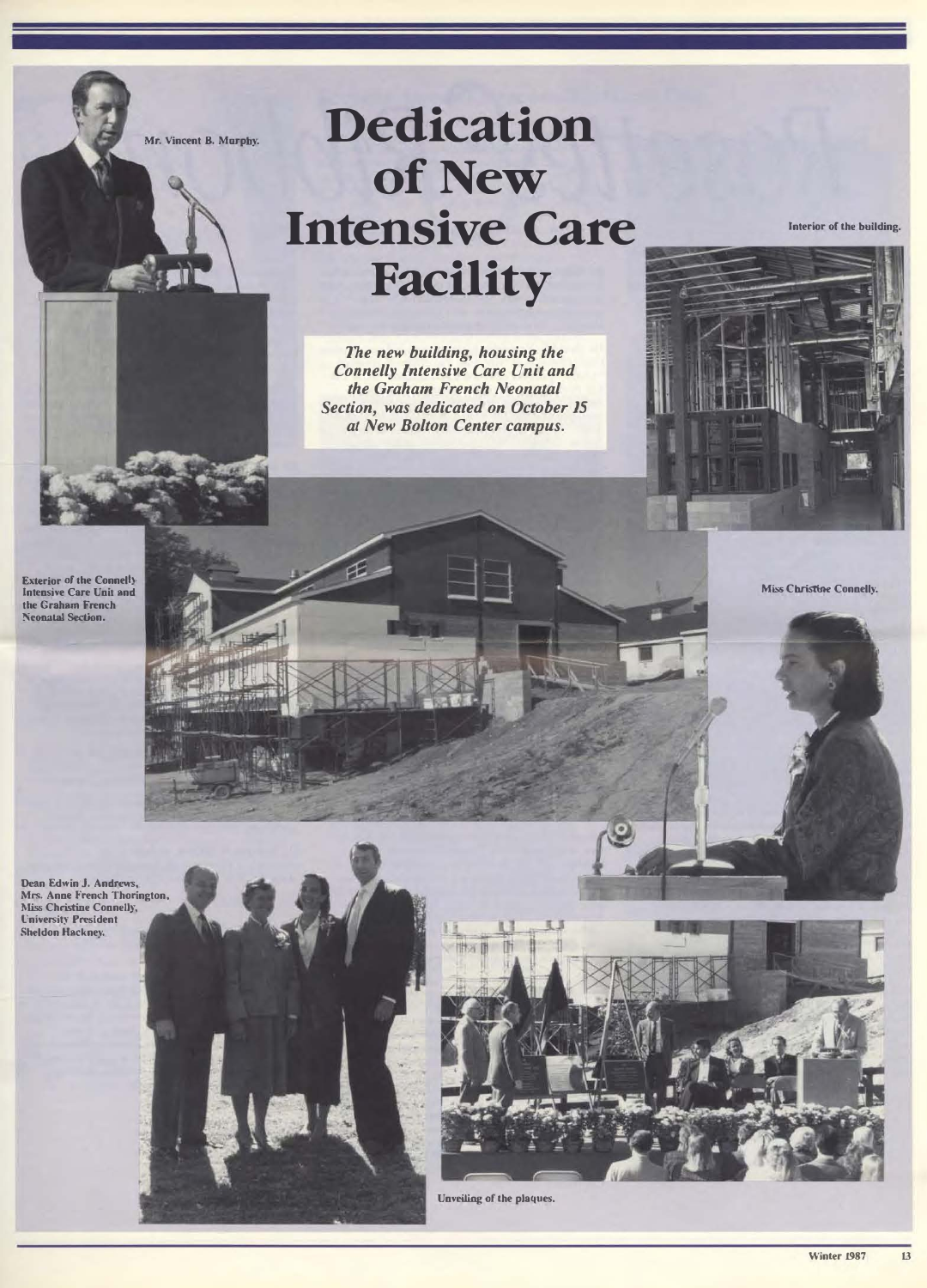# Dedication of New Intensive Care Facility

*The new building, housing the Connelly Intensive Care Unit and the Graham French Neonatal Section, was dedicated on October 15 at New Bolton Center campus.*

Mr. Vincent B. Murphy.

Interior of the building.

Exterior of the Connelly Intensive Care Unit and the Graham French Neonatal Section.

Miss Christine Connelly.

Dean Edwin J. Andrews, Mrs. Anne French Thorington, Miss Christine Connelly, University President Sheldon Hackney.

Unveiling of the plaques.